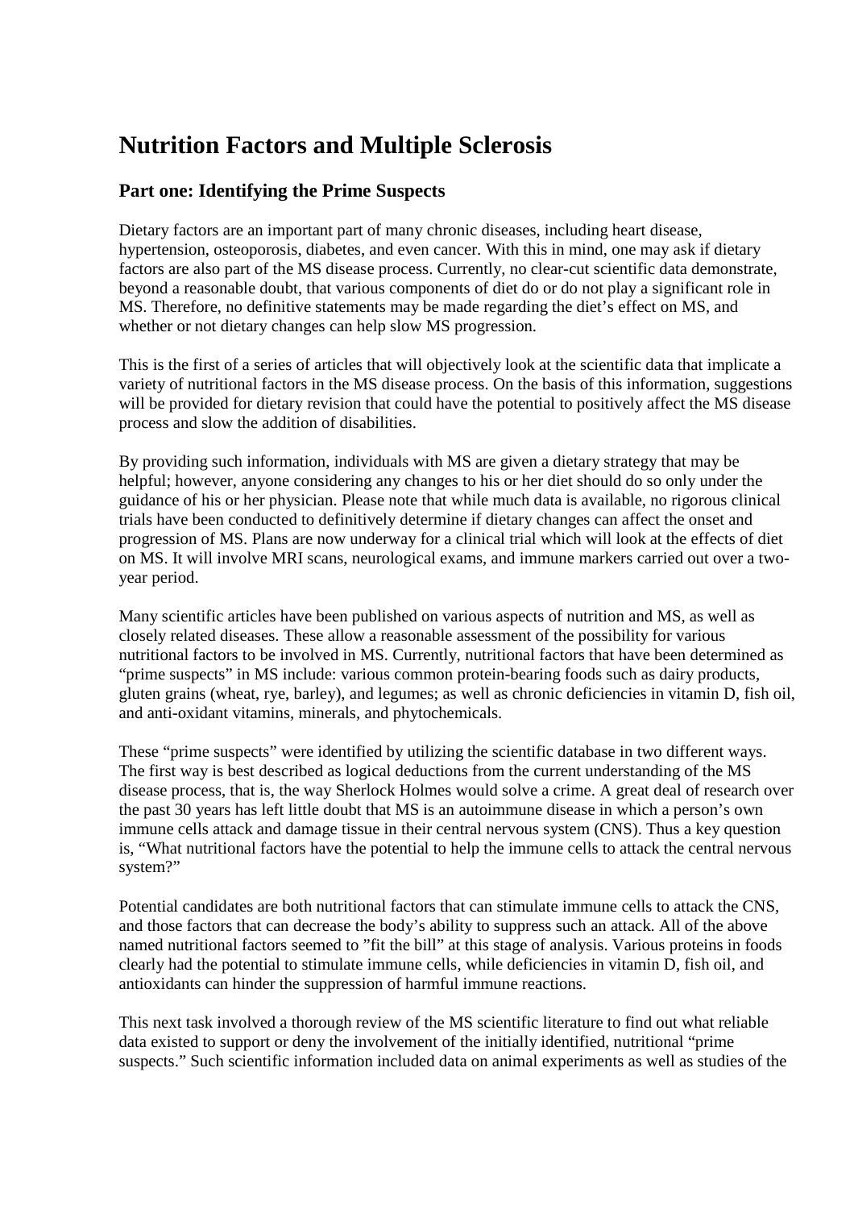# Nutrition Factors and Multiple Sclerosis

## Part one: Identifying the Prime Suspects

Dietary factors are an important part of many chronic diseases, including heart disease, hypertension, osteoporosis, diabetes, and even cancer. With this in mind, one may ask if dietary factors are also part of the MS disease process. Currently, no clear-cut scientific data demonstrate, beyond a reasonable doubt, that various components of diet do or do not play a significant role in MS. Therefore, no definitive statements may be made regarding the diet's effect on MS, and whether or not dietary changes can help slow MS progression.

This is the first of a series of articles that will objectively look at the scientific data that implicate a variety of nutritional factors in the MS disease process. On the basis of this information, suggestions will be provided for dietary revision that could have the potential to positively affect the MS disease process and slow the addition of disabilities.

By providing such information, individuals with MS are given a dietary strategy that may be helpful; however, anyone considering any changes to his or her diet should do so only under the guidance of his or her physician. Please note that while much data is available, no rigorous clinical trials have been conducted to definitively determine if dietary changes can affect the onset and progression of MS. Plans are now underway for a clinical trial which will look at the effects of diet on MS. It will involve MRI scans, neurological exams, and immune markers carried out over a two-year period.

Many scientific articles have been published on various aspects of nutrition and MS, as well as closely related diseases. These allow a reasonable assessment of the possibility for various nutritional factors to be involved in MS. Currently, nutritional factors that have been determined as "prime suspects" in MS include: various common protein-bearing foods such as dairy products, gluten grains (wheat, rye, barley), and legumes; as well as chronic deficiencies in vitamin D, fish oil, and anti-oxidant vitamins, minerals, and phytochemicals.

These "prime suspects" were identified by utilizing the scientific database in two different ways. The first way is best described as logical deductions from the current understanding of the MS disease process, that is, the way Sherlock Holmes would solve a crime. A great deal of research over the past 30 years has left little doubt that MS is an autoimmune disease in which a person's own immune cells attack and damage tissue in their central nervous system (CNS). Thus a key question is, "What nutritional factors have the potential to help the immune cells to attack the central nervous system?"

Potential candidates are both nutritional factors that can stimulate immune cells to attack the CNS, and those factors that can decrease the body's ability to suppress such an attack. All of the above named nutritional factors seemed to "fit the bill" at this stage of analysis. Various proteins in foods clearly had the potential to stimulate immune cells, while deficiencies in vitamin D, fish oil, and antioxidants can hinder the suppression of harmful immune reactions.

This next task involved a thorough review of the MS scientific literature to find out what reliable data existed to support or deny the involvement of the initially identified, nutritional "prime suspects." Such scientific information included data on animal experiments as well as studies of the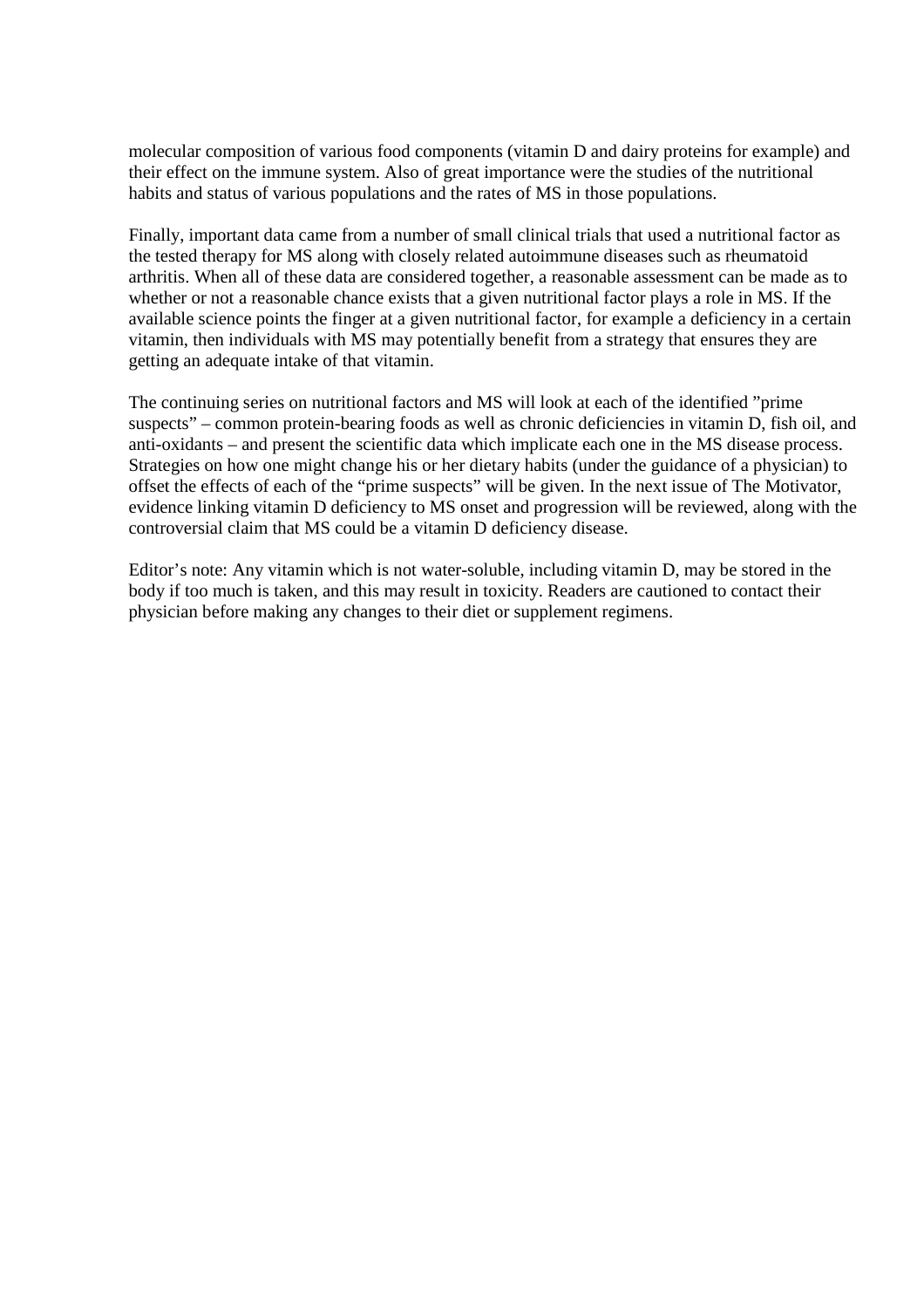molecular composition of various food components (vitamin D and dairy proteins for example) and their effect on the immune system. Also of great importance were the studies of the nutritional habits and status of various populations and the rates of MS in those populations.

Finally, important data came from a number of small clinical trials that used a nutritional factor as the tested therapy for MS along with closely related autoimmune diseases such as rheumatoid arthritis. When all of these data are considered together, a reasonable assessment can be made as to whether or not a reasonable chance exists that a given nutritional factor plays a role in MS. If the available science points the finger at a given nutritional factor, for example a deficiency in a certain vitamin, then individuals with MS may potentially benefit from a strategy that ensures they are getting an adequate intake of that vitamin.

The continuing series on nutritional factors and MS will look at each of the identified "prime suspects" – common protein-bearing foods as well as chronic deficiencies in vitamin D, fish oil, and anti-oxidants – and present the scientific data which implicate each one in the MS disease process. Strategies on how one might change his or her dietary habits (under the guidance of a physician) to offset the effects of each of the "prime suspects" will be given. In the next issue of The Motivator, evidence linking vitamin D deficiency to MS onset and progression will be reviewed, along with the controversial claim that MS could be a vitamin D deficiency disease.

Editor's note: Any vitamin which is not water-soluble, including vitamin D, may be stored in the body if too much is taken, and this may result in toxicity. Readers are cautioned to contact their physician before making any changes to their diet or supplement regimens.